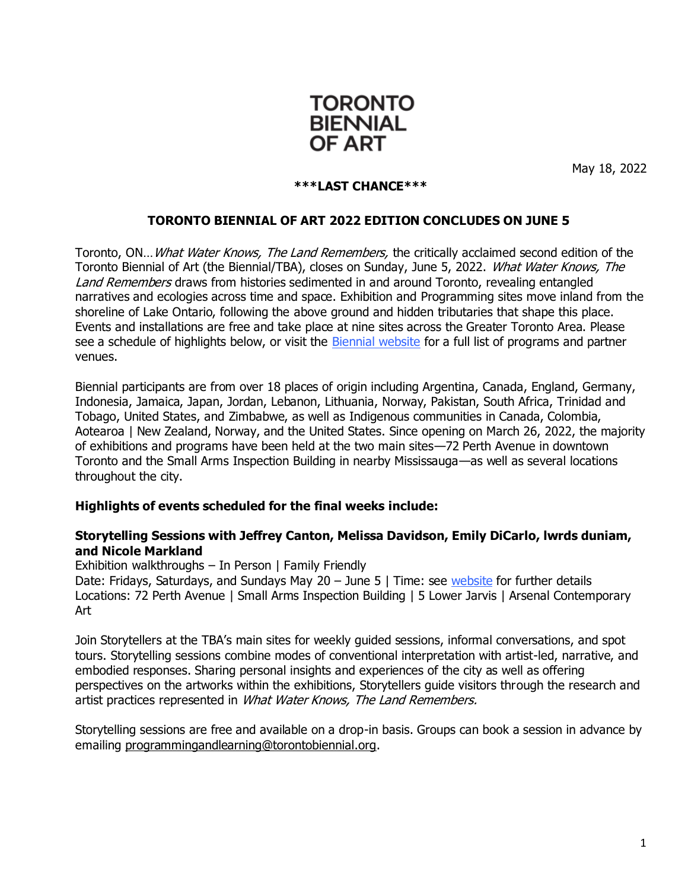# TORONTO BIENNIAL OF ART

May 18, 2022

**\*\*\*LAST CHANCE\*\*\***

**TORONTO BIENNIAL OF ART 2022 EDITION CONCLUDES ON JUNE 5**

Toronto, ON…*What Water Knows, The Land Remembers,* the critically acclaimed second edition of the Toronto Biennial of Art (the Biennial/TBA), closes on Sunday, June 5, 2022. *What Water Knows, The Land Remembers* draws from histories sedimented in and around Toronto, revealing entangled narratives and ecologies across time and space. Exhibition and Programming sites move inland from the shoreline of Lake Ontario, following the above ground and hidden tributaries that shape this place. Events and installations are free and take place at nine sites across the Greater Toronto Area. Please see a schedule of highlights below, or visit the Biennial website for a full list of programs and partner venues.

Biennial participants are from over 18 places of origin including Argentina, Canada, England, Germany, Indonesia, Jamaica, Japan, Jordan, Lebanon, Lithuania, Norway, Pakistan, South Africa, Trinidad and Tobago, United States, and Zimbabwe, as well as Indigenous communities in Canada, Colombia, Aotearoa | New Zealand, Norway, and the United States. Since opening on March 26, 2022, the majority of exhibitions and programs have been held at the two main sites—72 Perth Avenue in downtown Toronto and the Small Arms Inspection Building in nearby Mississauga—as well as several locations throughout the city.

**Highlights of events scheduled for the final weeks include:**

**Storytelling Sessions with Jeffrey Canton, Melissa Davidson, Emily DiCarlo, lwrds duniam, and Nicole Markland**
Exhibition walkthroughs – In Person | Family Friendly
Date: Fridays, Saturdays, and Sundays May 20 – June 5 | Time: see website for further details
Locations: 72 Perth Avenue | Small Arms Inspection Building | 5 Lower Jarvis | Arsenal Contemporary Art

Join Storytellers at the TBA's main sites for weekly guided sessions, informal conversations, and spot tours. Storytelling sessions combine modes of conventional interpretation with artist-led, narrative, and embodied responses. Sharing personal insights and experiences of the city as well as offering perspectives on the artworks within the exhibitions, Storytellers guide visitors through the research and artist practices represented in *What Water Knows, The Land Remembers.*

Storytelling sessions are free and available on a drop-in basis. Groups can book a session in advance by emailing programmingandlearning@torontobiennial.org.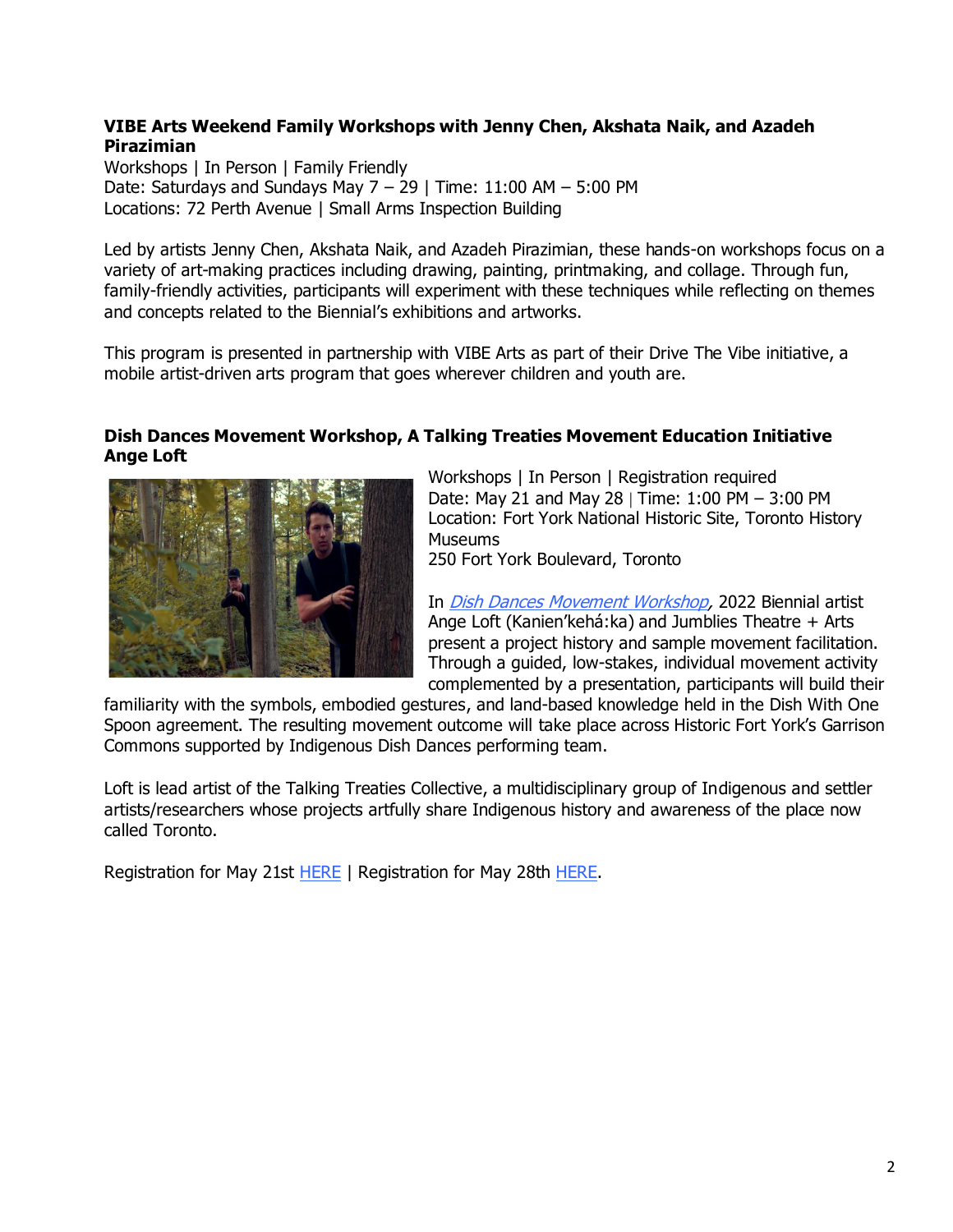**VIBE Arts Weekend Family Workshops with Jenny Chen, Akshata Naik, and Azadeh Pirazimian**

Workshops | In Person | Family Friendly
Date: Saturdays and Sundays May 7 – 29 | Time: 11:00 AM – 5:00 PM
Locations: 72 Perth Avenue | Small Arms Inspection Building

Led by artists Jenny Chen, Akshata Naik, and Azadeh Pirazimian, these hands-on workshops focus on a variety of art-making practices including drawing, painting, printmaking, and collage. Through fun, family-friendly activities, participants will experiment with these techniques while reflecting on themes and concepts related to the Biennial's exhibitions and artworks.

This program is presented in partnership with VIBE Arts as part of their Drive The Vibe initiative, a mobile artist-driven arts program that goes wherever children and youth are.

**Dish Dances Movement Workshop, A Talking Treaties Movement Education Initiative Ange Loft**

Workshops | In Person | Registration required
Date: May 21 and May 28 | Time: 1:00 PM – 3:00 PM
Location: Fort York National Historic Site, Toronto History Museums
250 Fort York Boulevard, Toronto

In *Dish Dances Movement Workshop*, 2022 Biennial artist Ange Loft (Kanien'kehá:ka) and Jumblies Theatre + Arts present a project history and sample movement facilitation. Through a guided, low-stakes, individual movement activity complemented by a presentation, participants will build their familiarity with the symbols, embodied gestures, and land-based knowledge held in the Dish With One Spoon agreement. The resulting movement outcome will take place across Historic Fort York's Garrison Commons supported by Indigenous Dish Dances performing team.

Loft is lead artist of the Talking Treaties Collective, a multidisciplinary group of Indigenous and settler artists/researchers whose projects artfully share Indigenous history and awareness of the place now called Toronto.

Registration for May 21st HERE | Registration for May 28th HERE.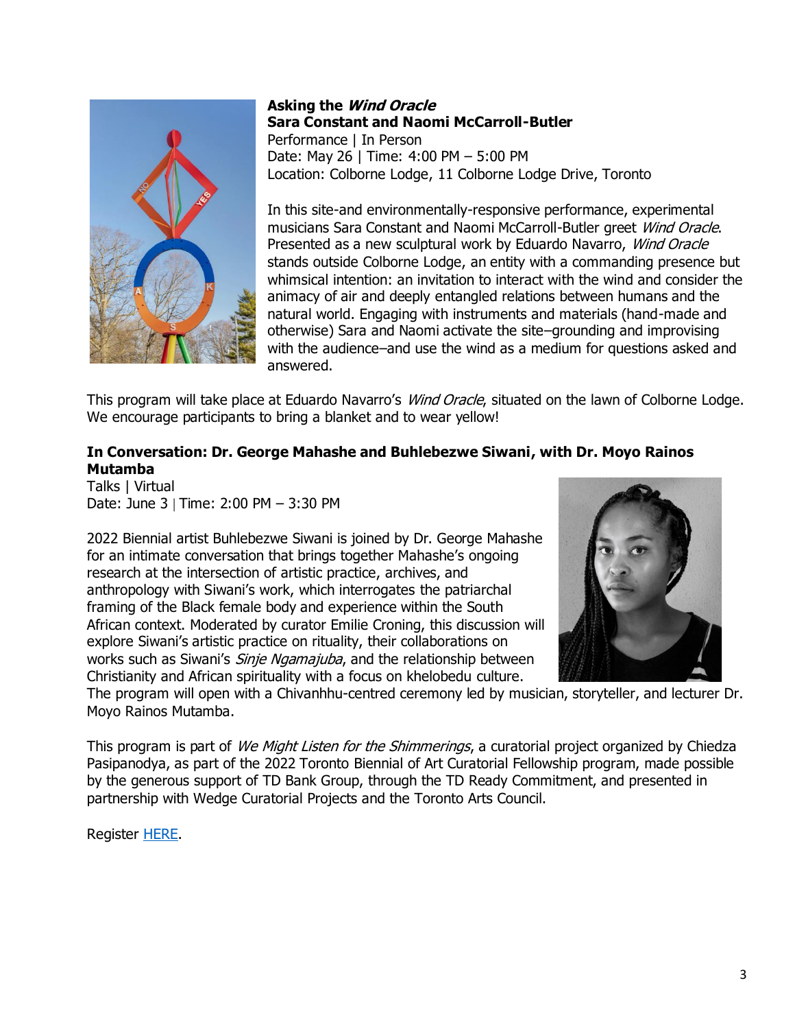**Asking the *Wind Oracle***
**Sara Constant and Naomi McCarroll-Butler**
Performance | In Person
Date: May 26 | Time: 4:00 PM – 5:00 PM
Location: Colborne Lodge, 11 Colborne Lodge Drive, Toronto

In this site-and environmentally-responsive performance, experimental musicians Sara Constant and Naomi McCarroll-Butler greet *Wind Oracle*. Presented as a new sculptural work by Eduardo Navarro, *Wind Oracle* stands outside Colborne Lodge, an entity with a commanding presence but whimsical intention: an invitation to interact with the wind and consider the animacy of air and deeply entangled relations between humans and the natural world. Engaging with instruments and materials (hand-made and otherwise) Sara and Naomi activate the site–grounding and improvising with the audience–and use the wind as a medium for questions asked and answered.

This program will take place at Eduardo Navarro's *Wind Oracle*, situated on the lawn of Colborne Lodge. We encourage participants to bring a blanket and to wear yellow!

**In Conversation: Dr. George Mahashe and Buhlebezwe Siwani, with Dr. Moyo Rainos Mutamba**
Talks | Virtual
Date: June 3 | Time: 2:00 PM – 3:30 PM

2022 Biennial artist Buhlebezwe Siwani is joined by Dr. George Mahashe for an intimate conversation that brings together Mahashe's ongoing research at the intersection of artistic practice, archives, and anthropology with Siwani's work, which interrogates the patriarchal framing of the Black female body and experience within the South African context. Moderated by curator Emilie Croning, this discussion will explore Siwani's artistic practice on rituality, their collaborations on works such as Siwani's *Sinje Ngamajuba*, and the relationship between Christianity and African spirituality with a focus on khelobedu culture. The program will open with a Chivanhhu-centred ceremony led by musician, storyteller, and lecturer Dr. Moyo Rainos Mutamba.

This program is part of *We Might Listen for the Shimmerings*, a curatorial project organized by Chiedza Pasipanodya, as part of the 2022 Toronto Biennial of Art Curatorial Fellowship program, made possible by the generous support of TD Bank Group, through the TD Ready Commitment, and presented in partnership with Wedge Curatorial Projects and the Toronto Arts Council.

Register HERE.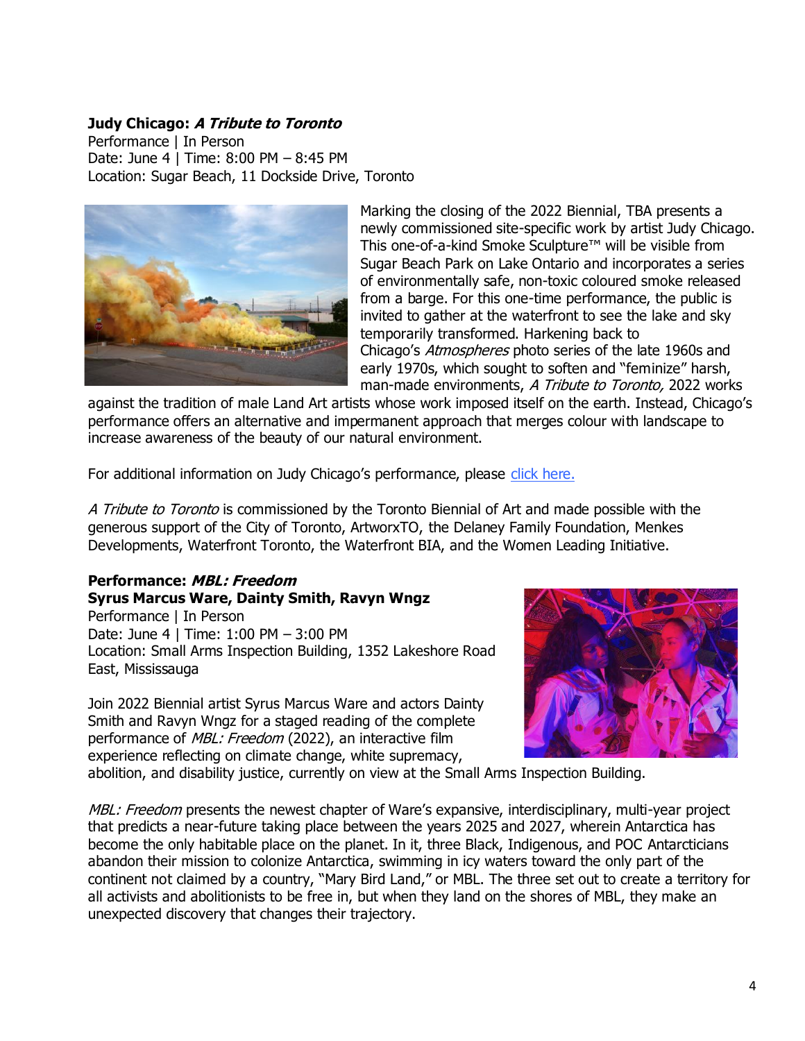**Judy Chicago: *A Tribute to Toronto***
Performance | In Person
Date: June 4 | Time: 8:00 PM – 8:45 PM
Location: Sugar Beach, 11 Dockside Drive, Toronto

Marking the closing of the 2022 Biennial, TBA presents a newly commissioned site-specific work by artist Judy Chicago. This one-of-a-kind Smoke Sculpture™ will be visible from Sugar Beach Park on Lake Ontario and incorporates a series of environmentally safe, non-toxic coloured smoke released from a barge. For this one-time performance, the public is invited to gather at the waterfront to see the lake and sky temporarily transformed. Harkening back to Chicago's *Atmospheres* photo series of the late 1960s and early 1970s, which sought to soften and "feminize" harsh, man-made environments, *A Tribute to Toronto,* 2022 works against the tradition of male Land Art artists whose work imposed itself on the earth. Instead, Chicago's performance offers an alternative and impermanent approach that merges colour with landscape to increase awareness of the beauty of our natural environment.

For additional information on Judy Chicago's performance, please [click here.]()

*A Tribute to Toronto* is commissioned by the Toronto Biennial of Art and made possible with the generous support of the City of Toronto, ArtworxTO, the Delaney Family Foundation, Menkes Developments, Waterfront Toronto, the Waterfront BIA, and the Women Leading Initiative.

**Performance: *MBL: Freedom***
**Syrus Marcus Ware, Dainty Smith, Ravyn Wngz**
Performance | In Person
Date: June 4 | Time: 1:00 PM – 3:00 PM
Location: Small Arms Inspection Building, 1352 Lakeshore Road East, Mississauga

Join 2022 Biennial artist Syrus Marcus Ware and actors Dainty Smith and Ravyn Wngz for a staged reading of the complete performance of *MBL: Freedom* (2022), an interactive film experience reflecting on climate change, white supremacy, abolition, and disability justice, currently on view at the Small Arms Inspection Building.

*MBL: Freedom* presents the newest chapter of Ware's expansive, interdisciplinary, multi-year project that predicts a near-future taking place between the years 2025 and 2027, wherein Antarctica has become the only habitable place on the planet. In it, three Black, Indigenous, and POC Antarcticians abandon their mission to colonize Antarctica, swimming in icy waters toward the only part of the continent not claimed by a country, "Mary Bird Land," or MBL. The three set out to create a territory for all activists and abolitionists to be free in, but when they land on the shores of MBL, they make an unexpected discovery that changes their trajectory.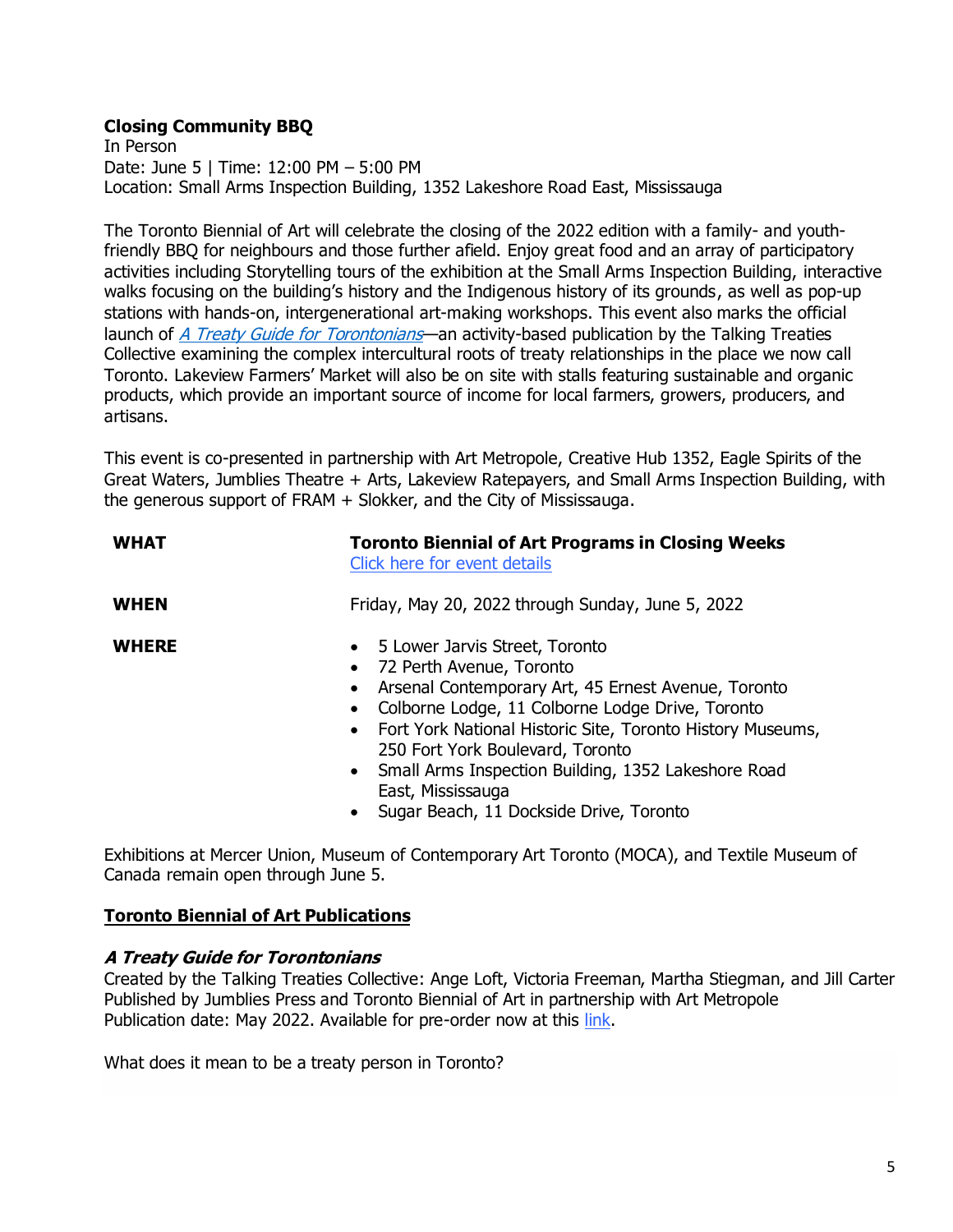**Closing Community BBQ**
In Person
Date: June 5 | Time: 12:00 PM – 5:00 PM
Location: Small Arms Inspection Building, 1352 Lakeshore Road East, Mississauga

The Toronto Biennial of Art will celebrate the closing of the 2022 edition with a family- and youth-friendly BBQ for neighbours and those further afield. Enjoy great food and an array of participatory activities including Storytelling tours of the exhibition at the Small Arms Inspection Building, interactive walks focusing on the building's history and the Indigenous history of its grounds, as well as pop-up stations with hands-on, intergenerational art-making workshops. This event also marks the official launch of *A Treaty Guide for Torontonians*—an activity-based publication by the Talking Treaties Collective examining the complex intercultural roots of treaty relationships in the place we now call Toronto. Lakeview Farmers' Market will also be on site with stalls featuring sustainable and organic products, which provide an important source of income for local farmers, growers, producers, and artisans.

This event is co-presented in partnership with Art Metropole, Creative Hub 1352, Eagle Spirits of the Great Waters, Jumblies Theatre + Arts, Lakeview Ratepayers, and Small Arms Inspection Building, with the generous support of FRAM + Slokker, and the City of Mississauga.

| | |
|---|---|
| **WHAT** | **Toronto Biennial of Art Programs in Closing Weeks** Click here for event details |
| **WHEN** | Friday, May 20, 2022 through Sunday, June 5, 2022 |
| **WHERE** | • 5 Lower Jarvis Street, Toronto • 72 Perth Avenue, Toronto • Arsenal Contemporary Art, 45 Ernest Avenue, Toronto • Colborne Lodge, 11 Colborne Lodge Drive, Toronto • Fort York National Historic Site, Toronto History Museums, 250 Fort York Boulevard, Toronto • Small Arms Inspection Building, 1352 Lakeshore Road East, Mississauga • Sugar Beach, 11 Dockside Drive, Toronto |

Exhibitions at Mercer Union, Museum of Contemporary Art Toronto (MOCA), and Textile Museum of Canada remain open through June 5.

## Toronto Biennial of Art Publications

### *A Treaty Guide for Torontonians*

Created by the Talking Treaties Collective: Ange Loft, Victoria Freeman, Martha Stiegman, and Jill Carter
Published by Jumblies Press and Toronto Biennial of Art in partnership with Art Metropole
Publication date: May 2022. Available for pre-order now at this link.

What does it mean to be a treaty person in Toronto?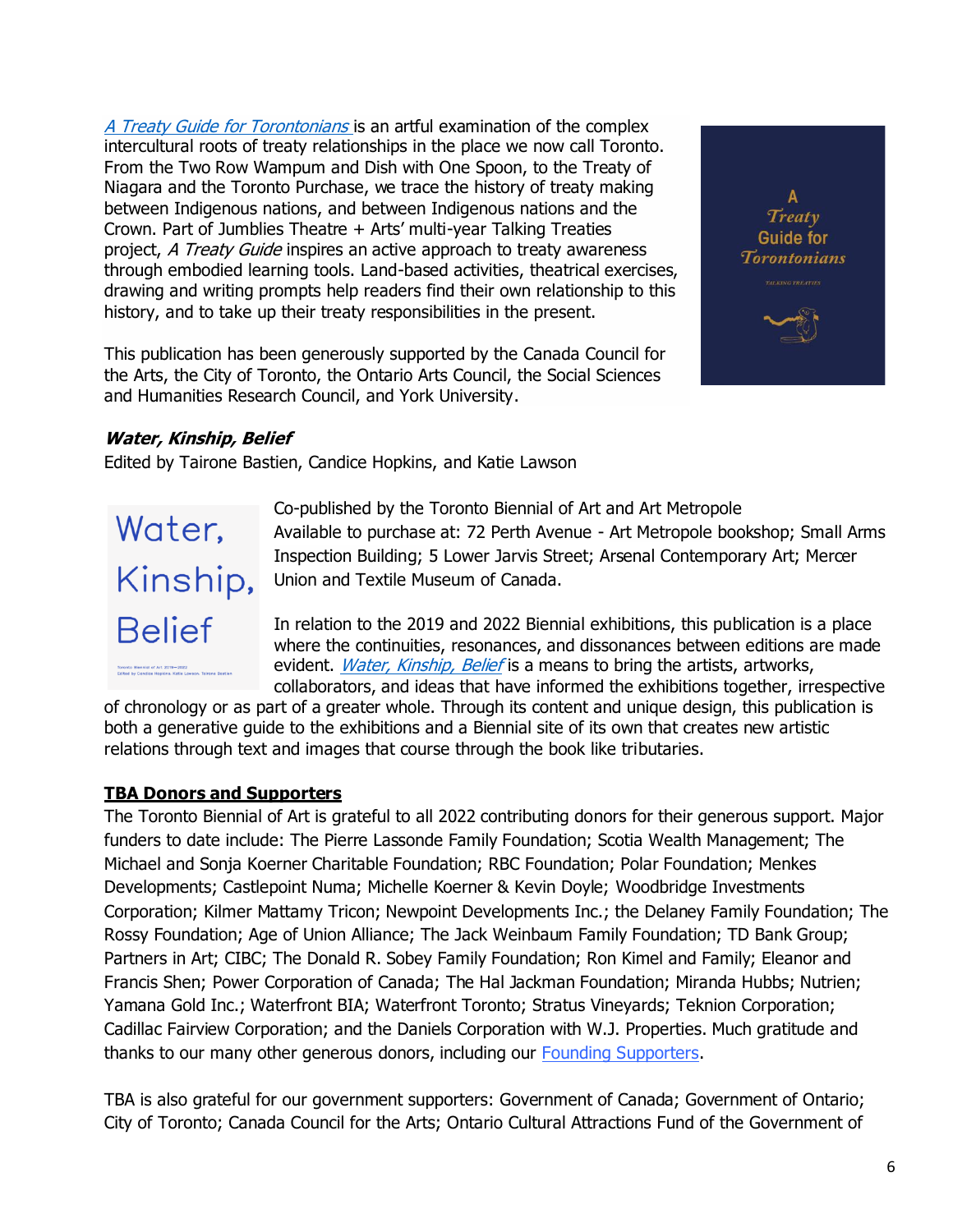*A Treaty Guide for Torontonians* is an artful examination of the complex intercultural roots of treaty relationships in the place we now call Toronto. From the Two Row Wampum and Dish with One Spoon, to the Treaty of Niagara and the Toronto Purchase, we trace the history of treaty making between Indigenous nations, and between Indigenous nations and the Crown. Part of Jumblies Theatre + Arts' multi-year Talking Treaties project, *A Treaty Guide* inspires an active approach to treaty awareness through embodied learning tools. Land-based activities, theatrical exercises, drawing and writing prompts help readers find their own relationship to this history, and to take up their treaty responsibilities in the present.

This publication has been generously supported by the Canada Council for the Arts, the City of Toronto, the Ontario Arts Council, the Social Sciences and Humanities Research Council, and York University.

***Water, Kinship, Belief***

Edited by Tairone Bastien, Candice Hopkins, and Katie Lawson

Co-published by the Toronto Biennial of Art and Art Metropole
Available to purchase at: 72 Perth Avenue - Art Metropole bookshop; Small Arms Inspection Building; 5 Lower Jarvis Street; Arsenal Contemporary Art; Mercer Union and Textile Museum of Canada.

In relation to the 2019 and 2022 Biennial exhibitions, this publication is a place where the continuities, resonances, and dissonances between editions are made evident. *Water, Kinship, Belief* is a means to bring the artists, artworks, collaborators, and ideas that have informed the exhibitions together, irrespective of chronology or as part of a greater whole. Through its content and unique design, this publication is both a generative guide to the exhibitions and a Biennial site of its own that creates new artistic relations through text and images that course through the book like tributaries.

## TBA Donors and Supporters

The Toronto Biennial of Art is grateful to all 2022 contributing donors for their generous support. Major funders to date include: The Pierre Lassonde Family Foundation; Scotia Wealth Management; The Michael and Sonja Koerner Charitable Foundation; RBC Foundation; Polar Foundation; Menkes Developments; Castlepoint Numa; Michelle Koerner & Kevin Doyle; Woodbridge Investments Corporation; Kilmer Mattamy Tricon; Newpoint Developments Inc.; the Delaney Family Foundation; The Rossy Foundation; Age of Union Alliance; The Jack Weinbaum Family Foundation; TD Bank Group; Partners in Art; CIBC; The Donald R. Sobey Family Foundation; Ron Kimel and Family; Eleanor and Francis Shen; Power Corporation of Canada; The Hal Jackman Foundation; Miranda Hubbs; Nutrien; Yamana Gold Inc.; Waterfront BIA; Waterfront Toronto; Stratus Vineyards; Teknion Corporation; Cadillac Fairview Corporation; and the Daniels Corporation with W.J. Properties. Much gratitude and thanks to our many other generous donors, including our Founding Supporters.

TBA is also grateful for our government supporters: Government of Canada; Government of Ontario; City of Toronto; Canada Council for the Arts; Ontario Cultural Attractions Fund of the Government of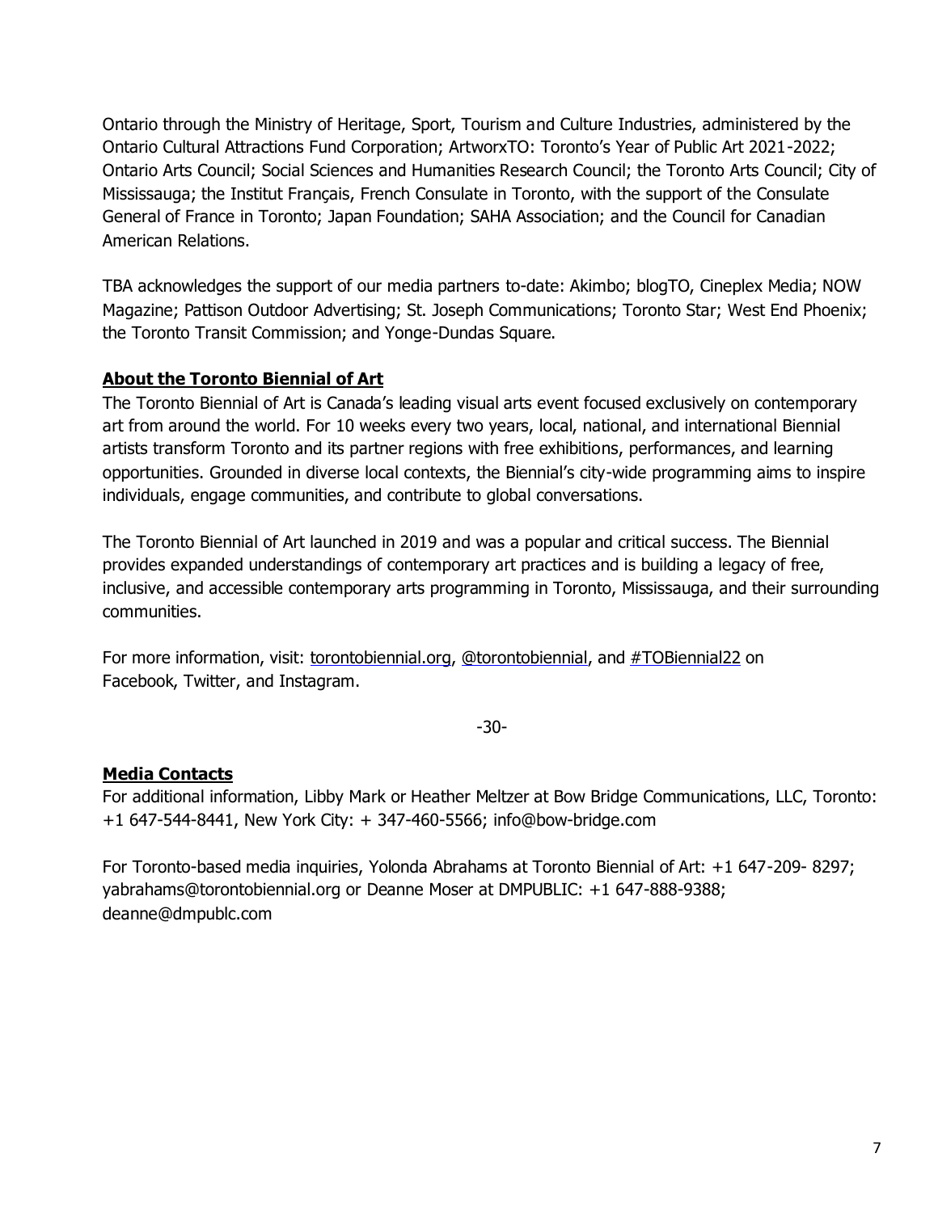Ontario through the Ministry of Heritage, Sport, Tourism and Culture Industries, administered by the Ontario Cultural Attractions Fund Corporation; ArtworxTO: Toronto's Year of Public Art 2021-2022; Ontario Arts Council; Social Sciences and Humanities Research Council; the Toronto Arts Council; City of Mississauga; the Institut Français, French Consulate in Toronto, with the support of the Consulate General of France in Toronto; Japan Foundation; SAHA Association; and the Council for Canadian American Relations.

TBA acknowledges the support of our media partners to-date: Akimbo; blogTO, Cineplex Media; NOW Magazine; Pattison Outdoor Advertising; St. Joseph Communications; Toronto Star; West End Phoenix; the Toronto Transit Commission; and Yonge-Dundas Square.

## About the Toronto Biennial of Art

The Toronto Biennial of Art is Canada's leading visual arts event focused exclusively on contemporary art from around the world. For 10 weeks every two years, local, national, and international Biennial artists transform Toronto and its partner regions with free exhibitions, performances, and learning opportunities. Grounded in diverse local contexts, the Biennial's city-wide programming aims to inspire individuals, engage communities, and contribute to global conversations.

The Toronto Biennial of Art launched in 2019 and was a popular and critical success. The Biennial provides expanded understandings of contemporary art practices and is building a legacy of free, inclusive, and accessible contemporary arts programming in Toronto, Mississauga, and their surrounding communities.

For more information, visit: torontobiennial.org, @torontobiennial, and #TOBiennial22 on Facebook, Twitter, and Instagram.

-30-

## Media Contacts

For additional information, Libby Mark or Heather Meltzer at Bow Bridge Communications, LLC, Toronto: +1 647-544-8441, New York City: + 347-460-5566; info@bow-bridge.com

For Toronto-based media inquiries, Yolonda Abrahams at Toronto Biennial of Art: +1 647-209- 8297; yabrahams@torontobiennial.org or Deanne Moser at DMPUBLIC: +1 647-888-9388; deanne@dmpublc.com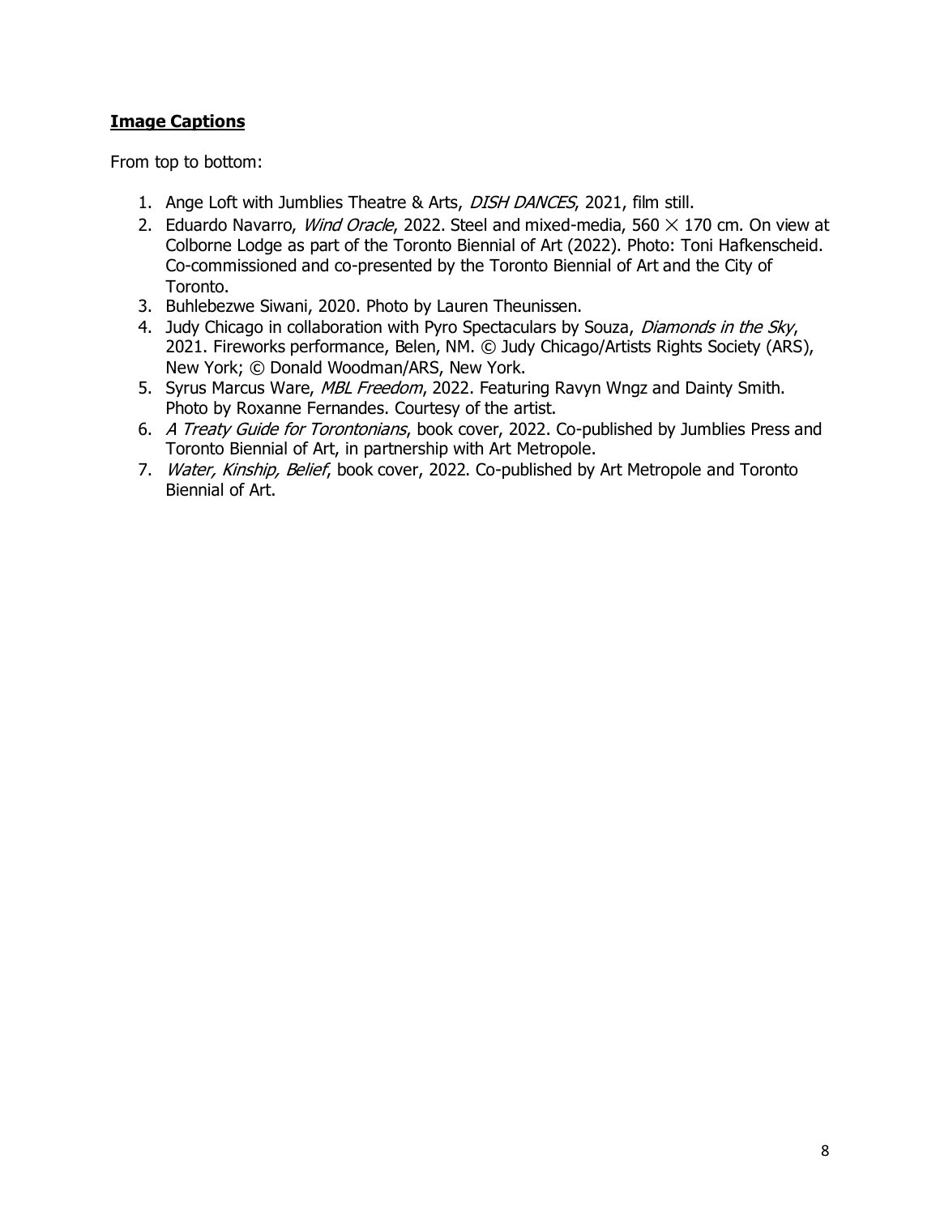## **Image Captions**

From top to bottom:

1. Ange Loft with Jumblies Theatre & Arts, *DISH DANCES*, 2021, film still.
2. Eduardo Navarro, *Wind Oracle*, 2022. Steel and mixed-media, 560 × 170 cm. On view at Colborne Lodge as part of the Toronto Biennial of Art (2022). Photo: Toni Hafkenscheid. Co-commissioned and co-presented by the Toronto Biennial of Art and the City of Toronto.
3. Buhlebezwe Siwani, 2020. Photo by Lauren Theunissen.
4. Judy Chicago in collaboration with Pyro Spectaculars by Souza, *Diamonds in the Sky*, 2021. Fireworks performance, Belen, NM. © Judy Chicago/Artists Rights Society (ARS), New York; © Donald Woodman/ARS, New York.
5. Syrus Marcus Ware, *MBL Freedom*, 2022. Featuring Ravyn Wngz and Dainty Smith. Photo by Roxanne Fernandes. Courtesy of the artist.
6. *A Treaty Guide for Torontonians*, book cover, 2022. Co-published by Jumblies Press and Toronto Biennial of Art, in partnership with Art Metropole.
7. *Water, Kinship, Belief*, book cover, 2022. Co-published by Art Metropole and Toronto Biennial of Art.